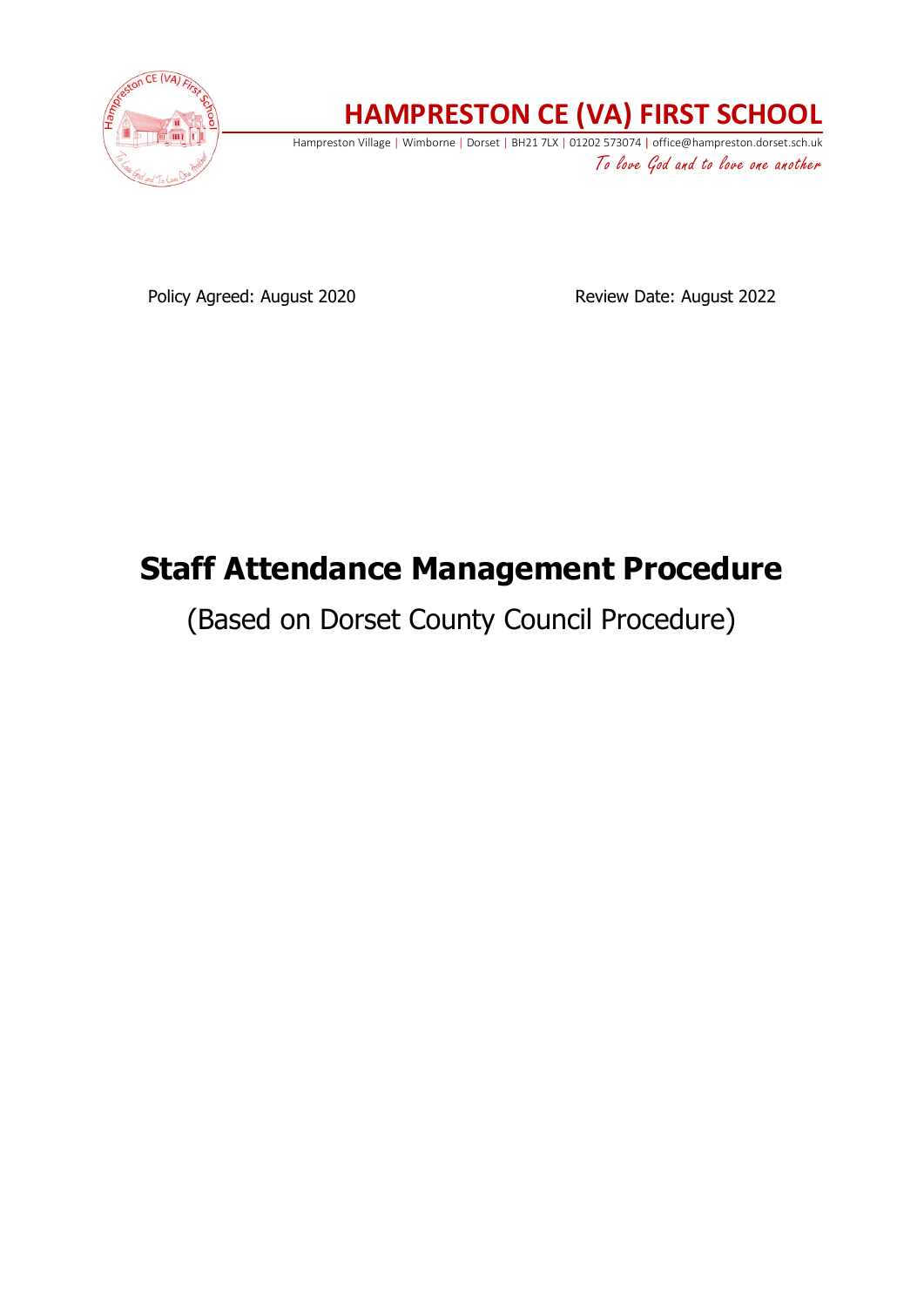# HAMPRESTON CE (VA) FIRST SCHOOL

Hampreston Village | Wimborne | Dorset | BH21 7LX | 01202 573074 | office@hampreston.dorset.sch.uk

*To love God and to love one another*

Policy Agreed: August 2020 Review Date: August 2022

# Staff Attendance Management Procedure

(Based on Dorset County Council Procedure)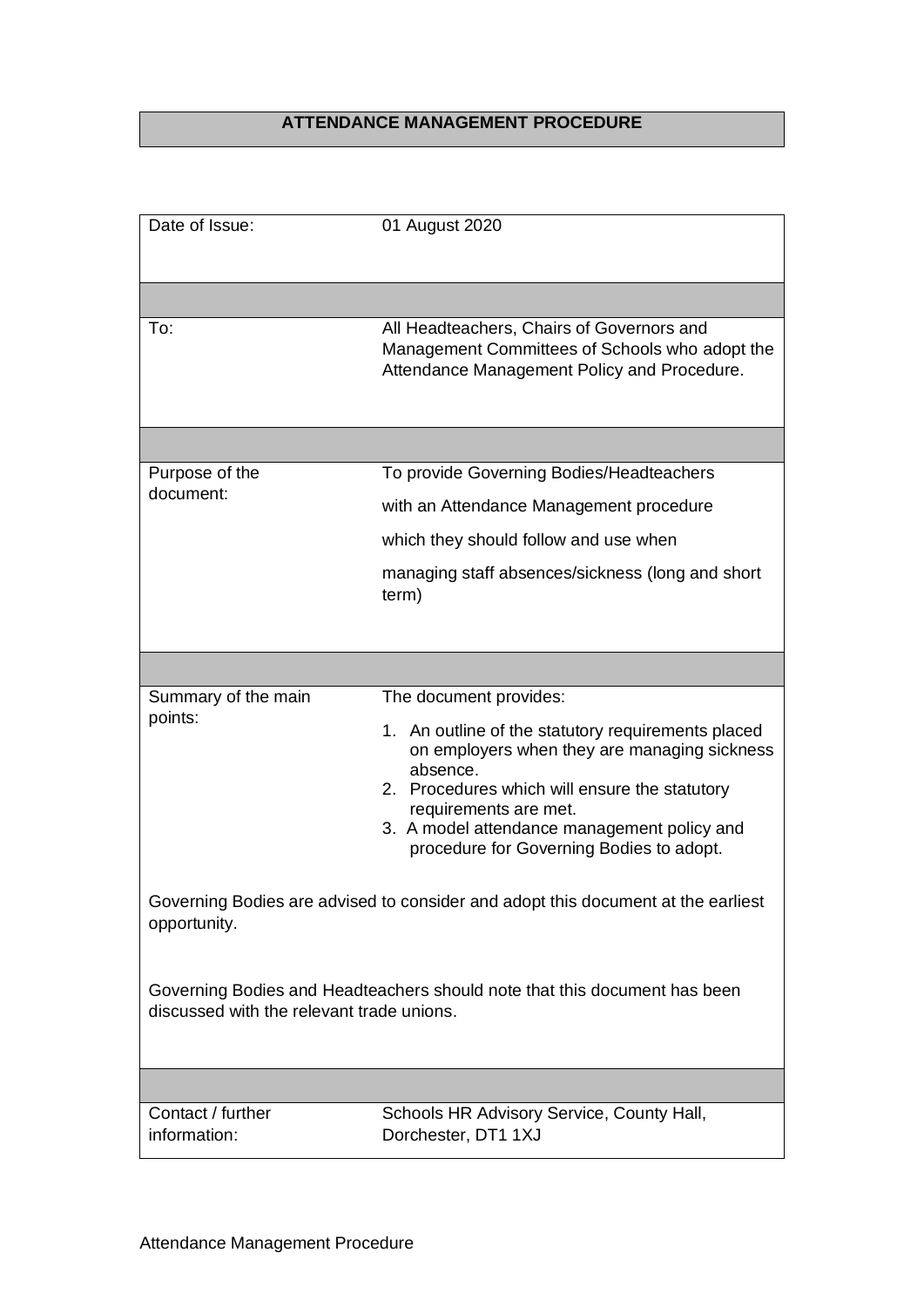# ATTENDANCE MANAGEMENT PROCEDURE

| | |
|---|---|
| Date of Issue: | 01 August 2020 |
| | |
| To: | All Headteachers, Chairs of Governors and Management Committees of Schools who adopt the Attendance Management Policy and Procedure. |
| | |
| Purpose of the document: | To provide Governing Bodies/Headteachers with an Attendance Management procedure which they should follow and use when managing staff absences/sickness (long and short term) |
| | |
| Summary of the main points: | The document provides:<br>1. An outline of the statutory requirements placed on employers when they are managing sickness absence.<br>2. Procedures which will ensure the statutory requirements are met.<br>3. A model attendance management policy and procedure for Governing Bodies to adopt. |

Governing Bodies are advised to consider and adopt this document at the earliest opportunity.

Governing Bodies and Headteachers should note that this document has been discussed with the relevant trade unions.

| | |
|---|---|
| Contact / further information: | Schools HR Advisory Service, County Hall, Dorchester, DT1 1XJ |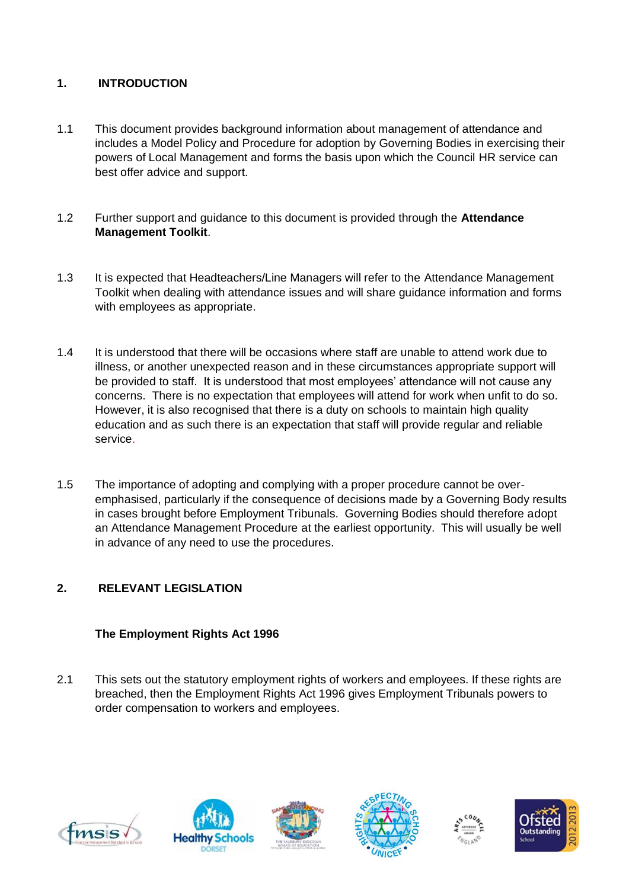## 1. INTRODUCTION

1.1 This document provides background information about management of attendance and includes a Model Policy and Procedure for adoption by Governing Bodies in exercising their powers of Local Management and forms the basis upon which the Council HR service can best offer advice and support.

1.2 Further support and guidance to this document is provided through the **Attendance Management Toolkit**.

1.3 It is expected that Headteachers/Line Managers will refer to the Attendance Management Toolkit when dealing with attendance issues and will share guidance information and forms with employees as appropriate.

1.4 It is understood that there will be occasions where staff are unable to attend work due to illness, or another unexpected reason and in these circumstances appropriate support will be provided to staff. It is understood that most employees' attendance will not cause any concerns. There is no expectation that employees will attend for work when unfit to do so. However, it is also recognised that there is a duty on schools to maintain high quality education and as such there is an expectation that staff will provide regular and reliable service.

1.5 The importance of adopting and complying with a proper procedure cannot be over-emphasised, particularly if the consequence of decisions made by a Governing Body results in cases brought before Employment Tribunals. Governing Bodies should therefore adopt an Attendance Management Procedure at the earliest opportunity. This will usually be well in advance of any need to use the procedures.

## 2. RELEVANT LEGISLATION

### The Employment Rights Act 1996

2.1 This sets out the statutory employment rights of workers and employees. If these rights are breached, then the Employment Rights Act 1996 gives Employment Tribunals powers to order compensation to workers and employees.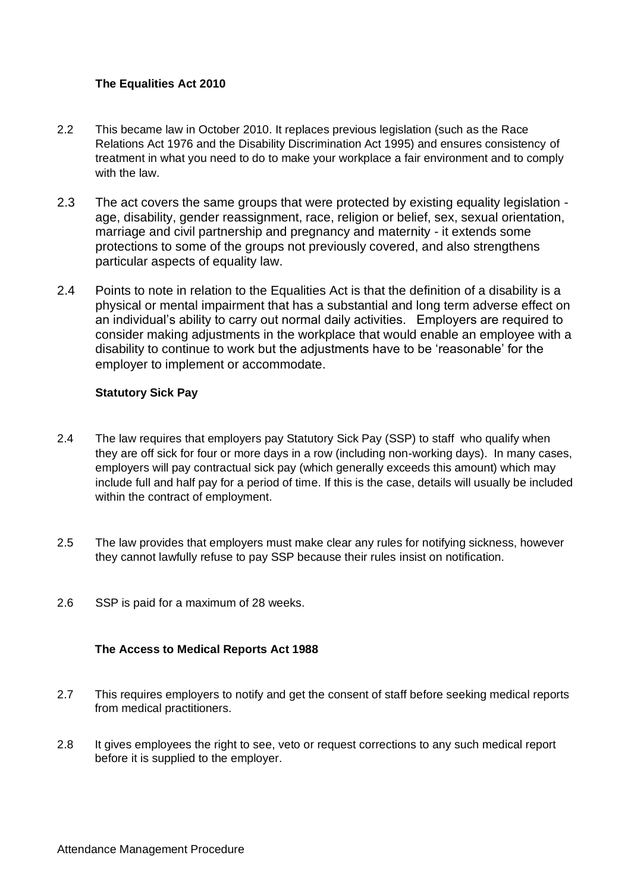### The Equalities Act 2010

2.2 This became law in October 2010. It replaces previous legislation (such as the Race Relations Act 1976 and the Disability Discrimination Act 1995) and ensures consistency of treatment in what you need to do to make your workplace a fair environment and to comply with the law.

2.3 The act covers the same groups that were protected by existing equality legislation - age, disability, gender reassignment, race, religion or belief, sex, sexual orientation, marriage and civil partnership and pregnancy and maternity - it extends some protections to some of the groups not previously covered, and also strengthens particular aspects of equality law.

2.4 Points to note in relation to the Equalities Act is that the definition of a disability is a physical or mental impairment that has a substantial and long term adverse effect on an individual's ability to carry out normal daily activities. Employers are required to consider making adjustments in the workplace that would enable an employee with a disability to continue to work but the adjustments have to be 'reasonable' for the employer to implement or accommodate.

### Statutory Sick Pay

2.4 The law requires that employers pay Statutory Sick Pay (SSP) to staff who qualify when they are off sick for four or more days in a row (including non-working days). In many cases, employers will pay contractual sick pay (which generally exceeds this amount) which may include full and half pay for a period of time. If this is the case, details will usually be included within the contract of employment.

2.5 The law provides that employers must make clear any rules for notifying sickness, however they cannot lawfully refuse to pay SSP because their rules insist on notification.

2.6 SSP is paid for a maximum of 28 weeks.

### The Access to Medical Reports Act 1988

2.7 This requires employers to notify and get the consent of staff before seeking medical reports from medical practitioners.

2.8 It gives employees the right to see, veto or request corrections to any such medical report before it is supplied to the employer.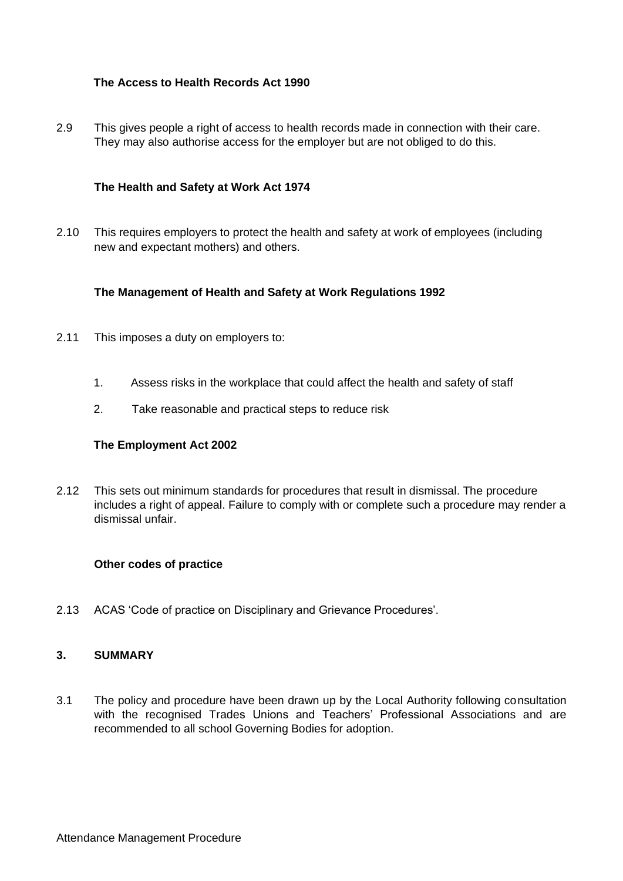**The Access to Health Records Act 1990**

2.9 This gives people a right of access to health records made in connection with their care. They may also authorise access for the employer but are not obliged to do this.

**The Health and Safety at Work Act 1974**

2.10 This requires employers to protect the health and safety at work of employees (including new and expectant mothers) and others.

**The Management of Health and Safety at Work Regulations 1992**

2.11 This imposes a duty on employers to:

1. Assess risks in the workplace that could affect the health and safety of staff
2. Take reasonable and practical steps to reduce risk

**The Employment Act 2002**

2.12 This sets out minimum standards for procedures that result in dismissal. The procedure includes a right of appeal. Failure to comply with or complete such a procedure may render a dismissal unfair.

**Other codes of practice**

2.13 ACAS 'Code of practice on Disciplinary and Grievance Procedures'.

## 3. SUMMARY

3.1 The policy and procedure have been drawn up by the Local Authority following consultation with the recognised Trades Unions and Teachers' Professional Associations and are recommended to all school Governing Bodies for adoption.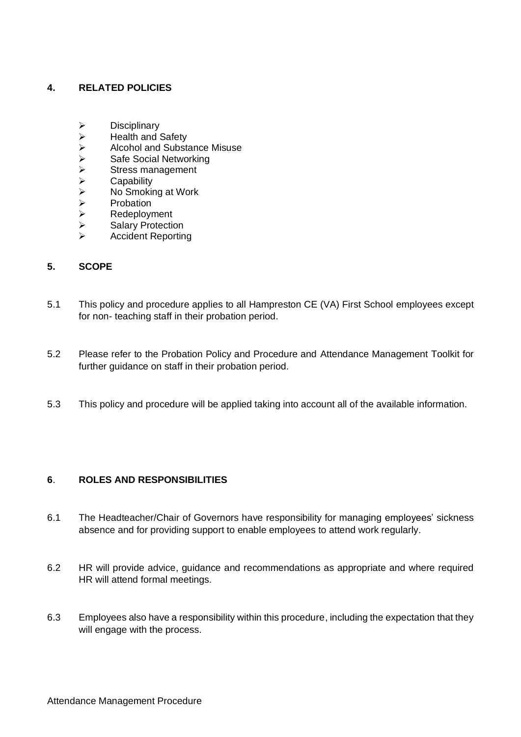## 4. RELATED POLICIES

- Disciplinary
- Health and Safety
- Alcohol and Substance Misuse
- Safe Social Networking
- Stress management
- Capability
- No Smoking at Work
- Probation
- Redeployment
- Salary Protection
- Accident Reporting

## 5. SCOPE

5.1 This policy and procedure applies to all Hampreston CE (VA) First School employees except for non- teaching staff in their probation period.

5.2 Please refer to the Probation Policy and Procedure and Attendance Management Toolkit for further guidance on staff in their probation period.

5.3 This policy and procedure will be applied taking into account all of the available information.

## 6. ROLES AND RESPONSIBILITIES

6.1 The Headteacher/Chair of Governors have responsibility for managing employees' sickness absence and for providing support to enable employees to attend work regularly.

6.2 HR will provide advice, guidance and recommendations as appropriate and where required HR will attend formal meetings.

6.3 Employees also have a responsibility within this procedure, including the expectation that they will engage with the process.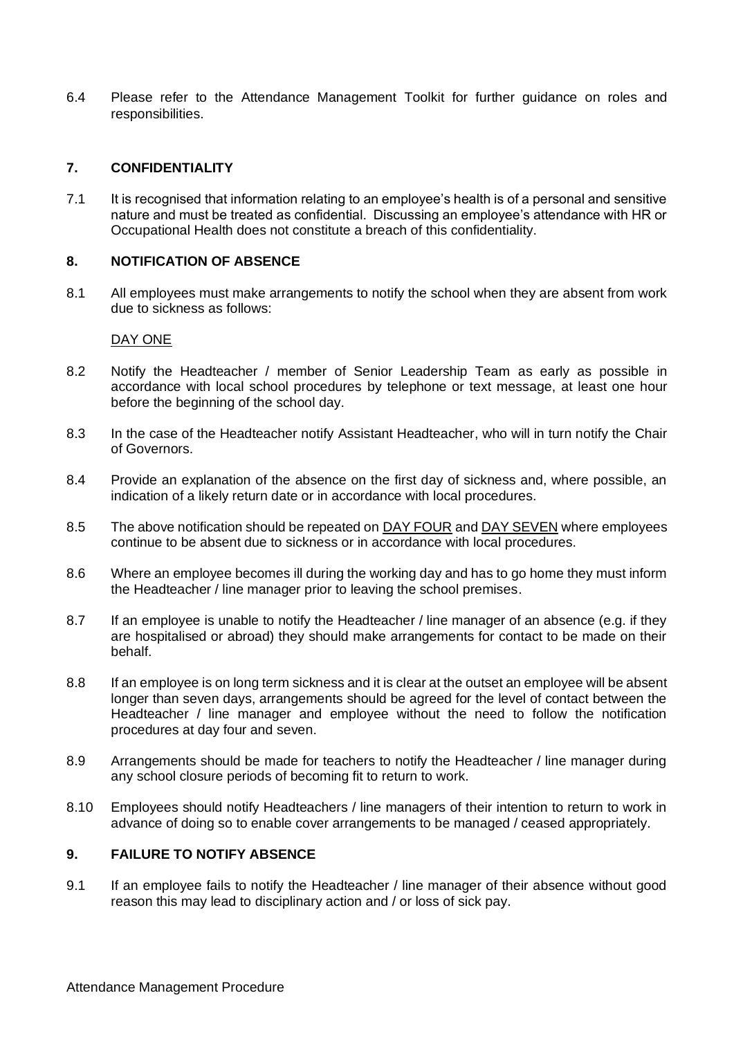6.4 Please refer to the Attendance Management Toolkit for further guidance on roles and responsibilities.

## 7. CONFIDENTIALITY

7.1 It is recognised that information relating to an employee's health is of a personal and sensitive nature and must be treated as confidential. Discussing an employee's attendance with HR or Occupational Health does not constitute a breach of this confidentiality.

## 8. NOTIFICATION OF ABSENCE

8.1 All employees must make arrangements to notify the school when they are absent from work due to sickness as follows:

<u>DAY ONE</u>

8.2 Notify the Headteacher / member of Senior Leadership Team as early as possible in accordance with local school procedures by telephone or text message, at least one hour before the beginning of the school day.

8.3 In the case of the Headteacher notify Assistant Headteacher, who will in turn notify the Chair of Governors.

8.4 Provide an explanation of the absence on the first day of sickness and, where possible, an indication of a likely return date or in accordance with local procedures.

8.5 The above notification should be repeated on <u>DAY FOUR</u> and <u>DAY SEVEN</u> where employees continue to be absent due to sickness or in accordance with local procedures.

8.6 Where an employee becomes ill during the working day and has to go home they must inform the Headteacher / line manager prior to leaving the school premises.

8.7 If an employee is unable to notify the Headteacher / line manager of an absence (e.g. if they are hospitalised or abroad) they should make arrangements for contact to be made on their behalf.

8.8 If an employee is on long term sickness and it is clear at the outset an employee will be absent longer than seven days, arrangements should be agreed for the level of contact between the Headteacher / line manager and employee without the need to follow the notification procedures at day four and seven.

8.9 Arrangements should be made for teachers to notify the Headteacher / line manager during any school closure periods of becoming fit to return to work.

8.10 Employees should notify Headteachers / line managers of their intention to return to work in advance of doing so to enable cover arrangements to be managed / ceased appropriately.

## 9. FAILURE TO NOTIFY ABSENCE

9.1 If an employee fails to notify the Headteacher / line manager of their absence without good reason this may lead to disciplinary action and / or loss of sick pay.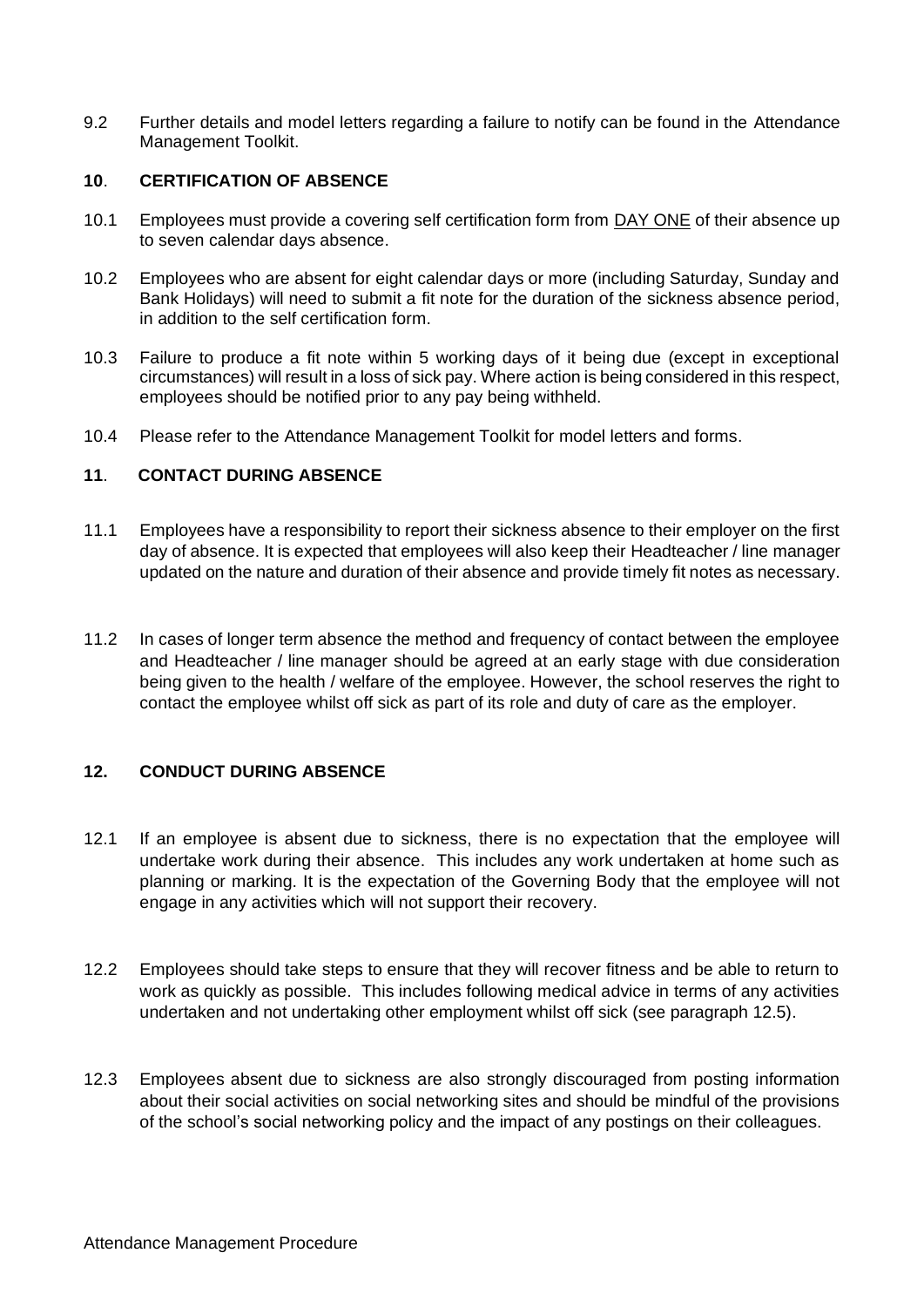9.2 Further details and model letters regarding a failure to notify can be found in the Attendance Management Toolkit.

## 10. CERTIFICATION OF ABSENCE

10.1 Employees must provide a covering self certification form from DAY ONE of their absence up to seven calendar days absence.

10.2 Employees who are absent for eight calendar days or more (including Saturday, Sunday and Bank Holidays) will need to submit a fit note for the duration of the sickness absence period, in addition to the self certification form.

10.3 Failure to produce a fit note within 5 working days of it being due (except in exceptional circumstances) will result in a loss of sick pay. Where action is being considered in this respect, employees should be notified prior to any pay being withheld.

10.4 Please refer to the Attendance Management Toolkit for model letters and forms.

## 11. CONTACT DURING ABSENCE

11.1 Employees have a responsibility to report their sickness absence to their employer on the first day of absence. It is expected that employees will also keep their Headteacher / line manager updated on the nature and duration of their absence and provide timely fit notes as necessary.

11.2 In cases of longer term absence the method and frequency of contact between the employee and Headteacher / line manager should be agreed at an early stage with due consideration being given to the health / welfare of the employee. However, the school reserves the right to contact the employee whilst off sick as part of its role and duty of care as the employer.

## 12. CONDUCT DURING ABSENCE

12.1 If an employee is absent due to sickness, there is no expectation that the employee will undertake work during their absence. This includes any work undertaken at home such as planning or marking. It is the expectation of the Governing Body that the employee will not engage in any activities which will not support their recovery.

12.2 Employees should take steps to ensure that they will recover fitness and be able to return to work as quickly as possible. This includes following medical advice in terms of any activities undertaken and not undertaking other employment whilst off sick (see paragraph 12.5).

12.3 Employees absent due to sickness are also strongly discouraged from posting information about their social activities on social networking sites and should be mindful of the provisions of the school's social networking policy and the impact of any postings on their colleagues.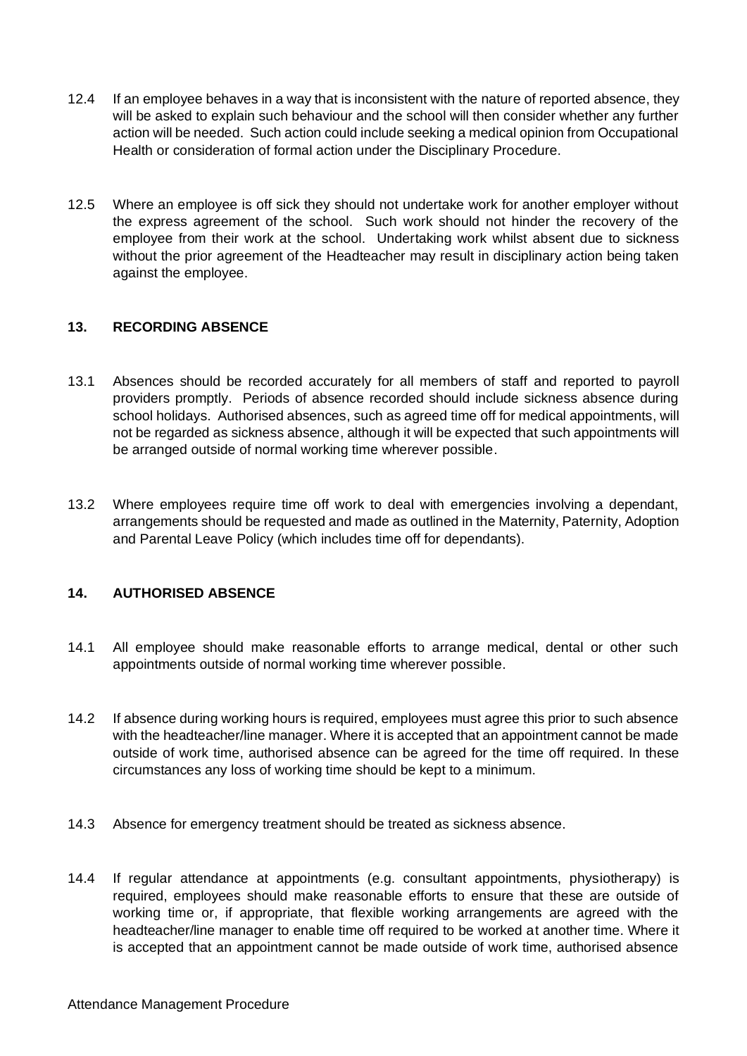12.4 If an employee behaves in a way that is inconsistent with the nature of reported absence, they will be asked to explain such behaviour and the school will then consider whether any further action will be needed. Such action could include seeking a medical opinion from Occupational Health or consideration of formal action under the Disciplinary Procedure.

12.5 Where an employee is off sick they should not undertake work for another employer without the express agreement of the school. Such work should not hinder the recovery of the employee from their work at the school. Undertaking work whilst absent due to sickness without the prior agreement of the Headteacher may result in disciplinary action being taken against the employee.

## 13. RECORDING ABSENCE

13.1 Absences should be recorded accurately for all members of staff and reported to payroll providers promptly. Periods of absence recorded should include sickness absence during school holidays. Authorised absences, such as agreed time off for medical appointments, will not be regarded as sickness absence, although it will be expected that such appointments will be arranged outside of normal working time wherever possible.

13.2 Where employees require time off work to deal with emergencies involving a dependant, arrangements should be requested and made as outlined in the Maternity, Paternity, Adoption and Parental Leave Policy (which includes time off for dependants).

## 14. AUTHORISED ABSENCE

14.1 All employee should make reasonable efforts to arrange medical, dental or other such appointments outside of normal working time wherever possible.

14.2 If absence during working hours is required, employees must agree this prior to such absence with the headteacher/line manager. Where it is accepted that an appointment cannot be made outside of work time, authorised absence can be agreed for the time off required. In these circumstances any loss of working time should be kept to a minimum.

14.3 Absence for emergency treatment should be treated as sickness absence.

14.4 If regular attendance at appointments (e.g. consultant appointments, physiotherapy) is required, employees should make reasonable efforts to ensure that these are outside of working time or, if appropriate, that flexible working arrangements are agreed with the headteacher/line manager to enable time off required to be worked at another time. Where it is accepted that an appointment cannot be made outside of work time, authorised absence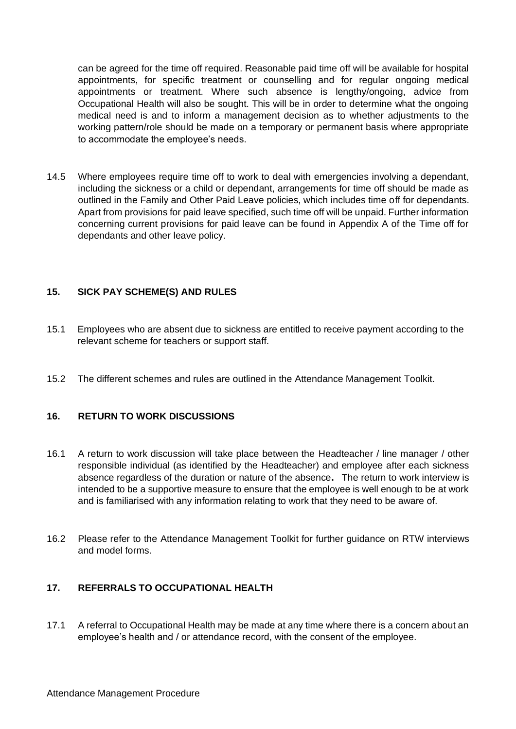can be agreed for the time off required. Reasonable paid time off will be available for hospital appointments, for specific treatment or counselling and for regular ongoing medical appointments or treatment. Where such absence is lengthy/ongoing, advice from Occupational Health will also be sought. This will be in order to determine what the ongoing medical need is and to inform a management decision as to whether adjustments to the working pattern/role should be made on a temporary or permanent basis where appropriate to accommodate the employee's needs.

14.5 Where employees require time off to work to deal with emergencies involving a dependant, including the sickness or a child or dependant, arrangements for time off should be made as outlined in the Family and Other Paid Leave policies, which includes time off for dependants. Apart from provisions for paid leave specified, such time off will be unpaid. Further information concerning current provisions for paid leave can be found in Appendix A of the Time off for dependants and other leave policy.

## 15. SICK PAY SCHEME(S) AND RULES

15.1 Employees who are absent due to sickness are entitled to receive payment according to the relevant scheme for teachers or support staff.

15.2 The different schemes and rules are outlined in the Attendance Management Toolkit.

## 16. RETURN TO WORK DISCUSSIONS

16.1 A return to work discussion will take place between the Headteacher / line manager / other responsible individual (as identified by the Headteacher) and employee after each sickness absence regardless of the duration or nature of the absence**.** The return to work interview is intended to be a supportive measure to ensure that the employee is well enough to be at work and is familiarised with any information relating to work that they need to be aware of.

16.2 Please refer to the Attendance Management Toolkit for further guidance on RTW interviews and model forms.

## 17. REFERRALS TO OCCUPATIONAL HEALTH

17.1 A referral to Occupational Health may be made at any time where there is a concern about an employee's health and / or attendance record, with the consent of the employee.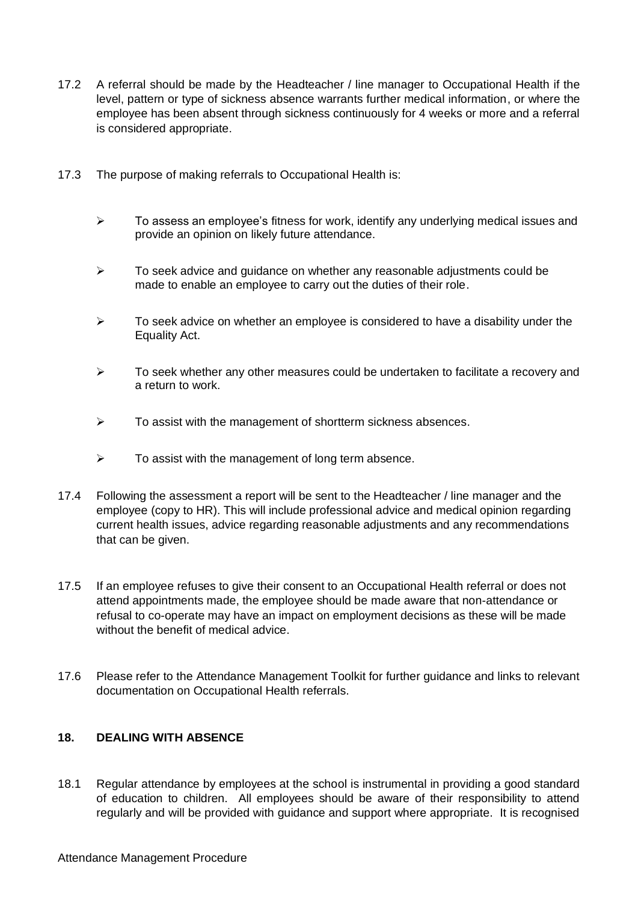17.2 A referral should be made by the Headteacher / line manager to Occupational Health if the level, pattern or type of sickness absence warrants further medical information, or where the employee has been absent through sickness continuously for 4 weeks or more and a referral is considered appropriate.

17.3 The purpose of making referrals to Occupational Health is:

- To assess an employee's fitness for work, identify any underlying medical issues and provide an opinion on likely future attendance.
- To seek advice and guidance on whether any reasonable adjustments could be made to enable an employee to carry out the duties of their role.
- To seek advice on whether an employee is considered to have a disability under the Equality Act.
- To seek whether any other measures could be undertaken to facilitate a recovery and a return to work.
- To assist with the management of shortterm sickness absences.
- To assist with the management of long term absence.

17.4 Following the assessment a report will be sent to the Headteacher / line manager and the employee (copy to HR). This will include professional advice and medical opinion regarding current health issues, advice regarding reasonable adjustments and any recommendations that can be given.

17.5 If an employee refuses to give their consent to an Occupational Health referral or does not attend appointments made, the employee should be made aware that non-attendance or refusal to co-operate may have an impact on employment decisions as these will be made without the benefit of medical advice.

17.6 Please refer to the Attendance Management Toolkit for further guidance and links to relevant documentation on Occupational Health referrals.

## 18. DEALING WITH ABSENCE

18.1 Regular attendance by employees at the school is instrumental in providing a good standard of education to children. All employees should be aware of their responsibility to attend regularly and will be provided with guidance and support where appropriate. It is recognised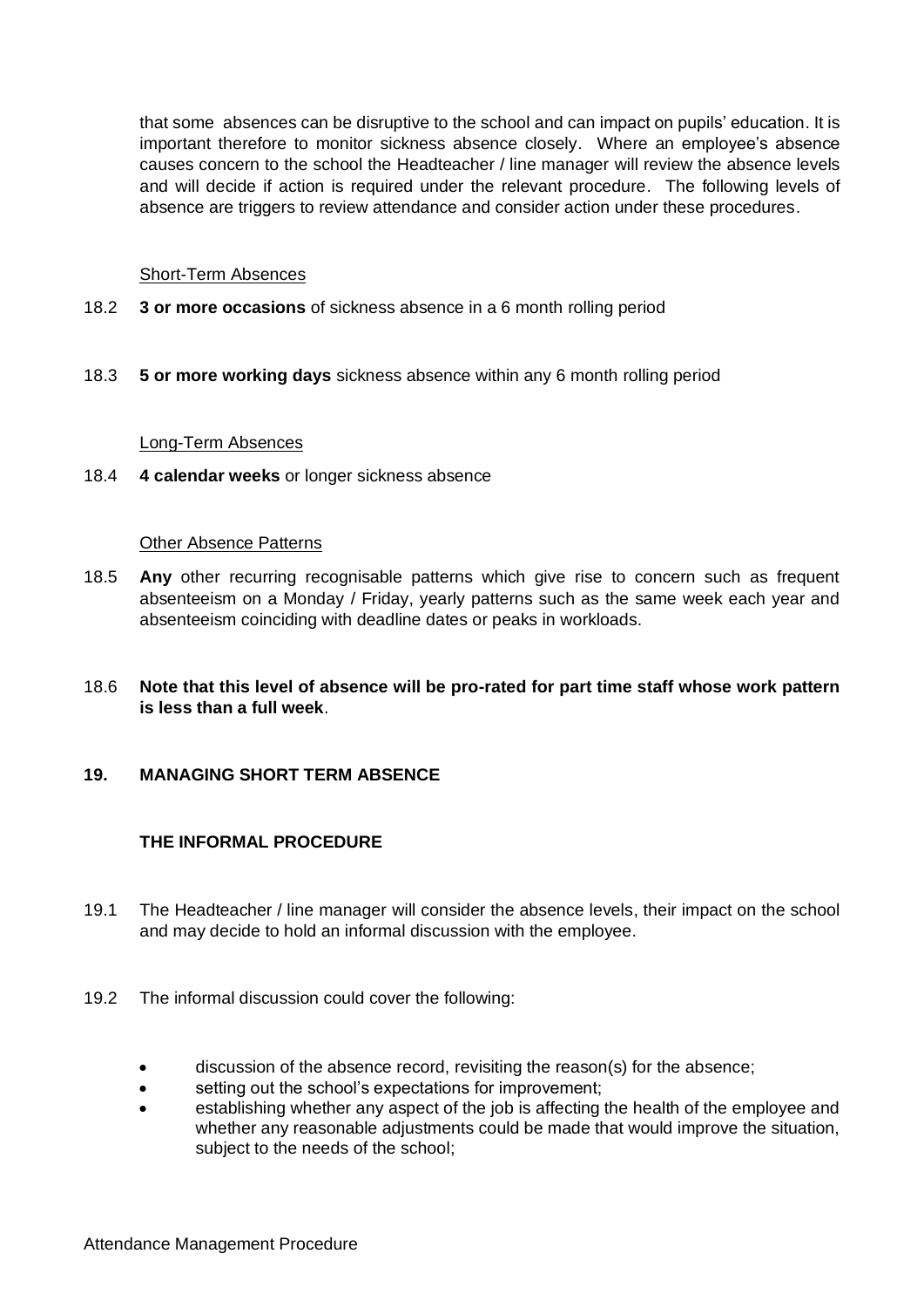that some absences can be disruptive to the school and can impact on pupils' education. It is important therefore to monitor sickness absence closely. Where an employee's absence causes concern to the school the Headteacher / line manager will review the absence levels and will decide if action is required under the relevant procedure. The following levels of absence are triggers to review attendance and consider action under these procedures.

Short-Term Absences

18.2 **3 or more occasions** of sickness absence in a 6 month rolling period

18.3 **5 or more working days** sickness absence within any 6 month rolling period

Long-Term Absences

18.4 **4 calendar weeks** or longer sickness absence

Other Absence Patterns

18.5 **Any** other recurring recognisable patterns which give rise to concern such as frequent absenteeism on a Monday / Friday, yearly patterns such as the same week each year and absenteeism coinciding with deadline dates or peaks in workloads.

18.6 **Note that this level of absence will be pro-rated for part time staff whose work pattern is less than a full week**.

## 19. MANAGING SHORT TERM ABSENCE

### THE INFORMAL PROCEDURE

19.1 The Headteacher / line manager will consider the absence levels, their impact on the school and may decide to hold an informal discussion with the employee.

19.2 The informal discussion could cover the following:

- discussion of the absence record, revisiting the reason(s) for the absence;
- setting out the school's expectations for improvement;
- establishing whether any aspect of the job is affecting the health of the employee and whether any reasonable adjustments could be made that would improve the situation, subject to the needs of the school;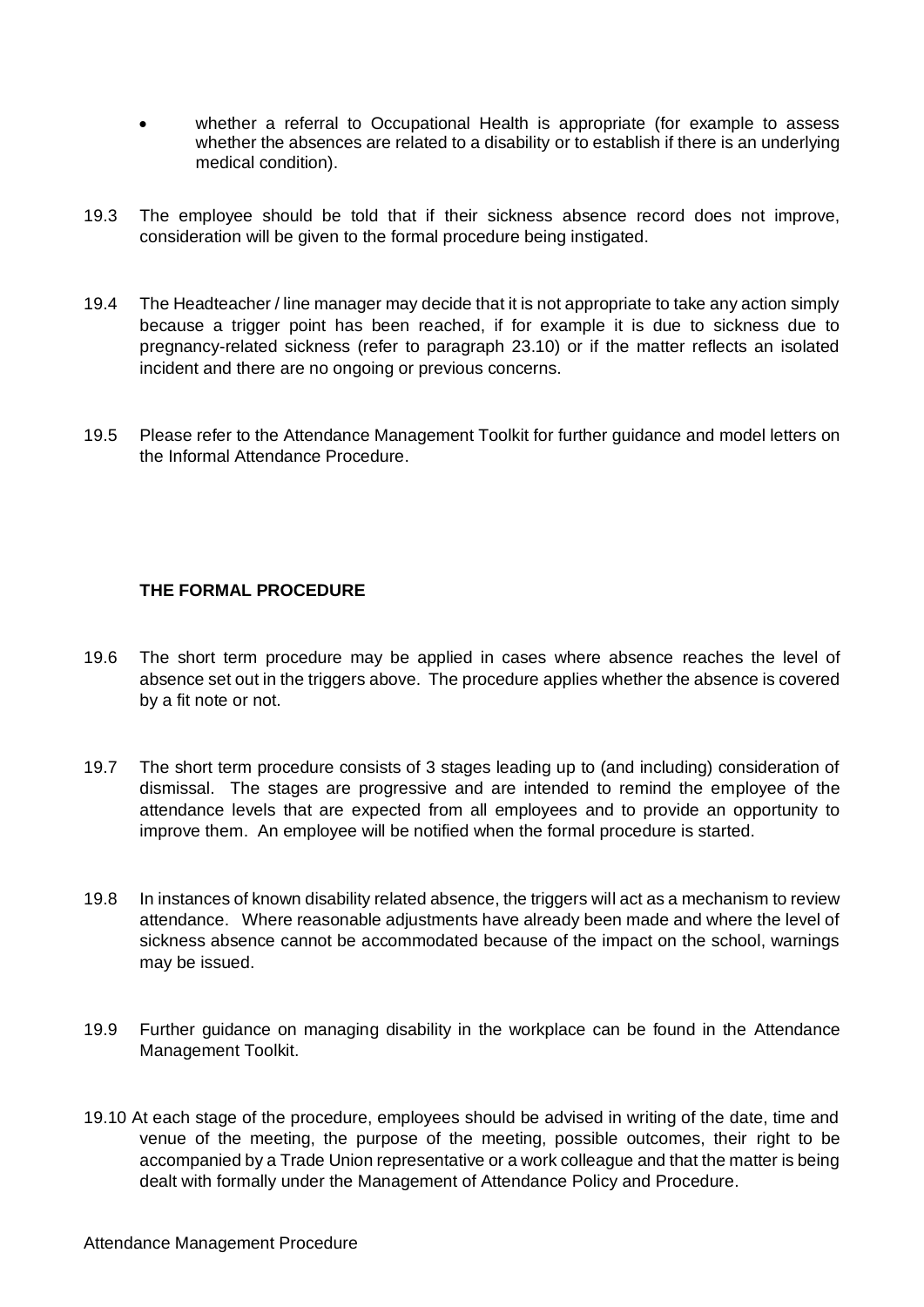- whether a referral to Occupational Health is appropriate (for example to assess whether the absences are related to a disability or to establish if there is an underlying medical condition).

19.3 The employee should be told that if their sickness absence record does not improve, consideration will be given to the formal procedure being instigated.

19.4 The Headteacher / line manager may decide that it is not appropriate to take any action simply because a trigger point has been reached, if for example it is due to sickness due to pregnancy-related sickness (refer to paragraph 23.10) or if the matter reflects an isolated incident and there are no ongoing or previous concerns.

19.5 Please refer to the Attendance Management Toolkit for further guidance and model letters on the Informal Attendance Procedure.

**THE FORMAL PROCEDURE**

19.6 The short term procedure may be applied in cases where absence reaches the level of absence set out in the triggers above. The procedure applies whether the absence is covered by a fit note or not.

19.7 The short term procedure consists of 3 stages leading up to (and including) consideration of dismissal. The stages are progressive and are intended to remind the employee of the attendance levels that are expected from all employees and to provide an opportunity to improve them. An employee will be notified when the formal procedure is started.

19.8 In instances of known disability related absence, the triggers will act as a mechanism to review attendance. Where reasonable adjustments have already been made and where the level of sickness absence cannot be accommodated because of the impact on the school, warnings may be issued.

19.9 Further guidance on managing disability in the workplace can be found in the Attendance Management Toolkit.

19.10 At each stage of the procedure, employees should be advised in writing of the date, time and venue of the meeting, the purpose of the meeting, possible outcomes, their right to be accompanied by a Trade Union representative or a work colleague and that the matter is being dealt with formally under the Management of Attendance Policy and Procedure.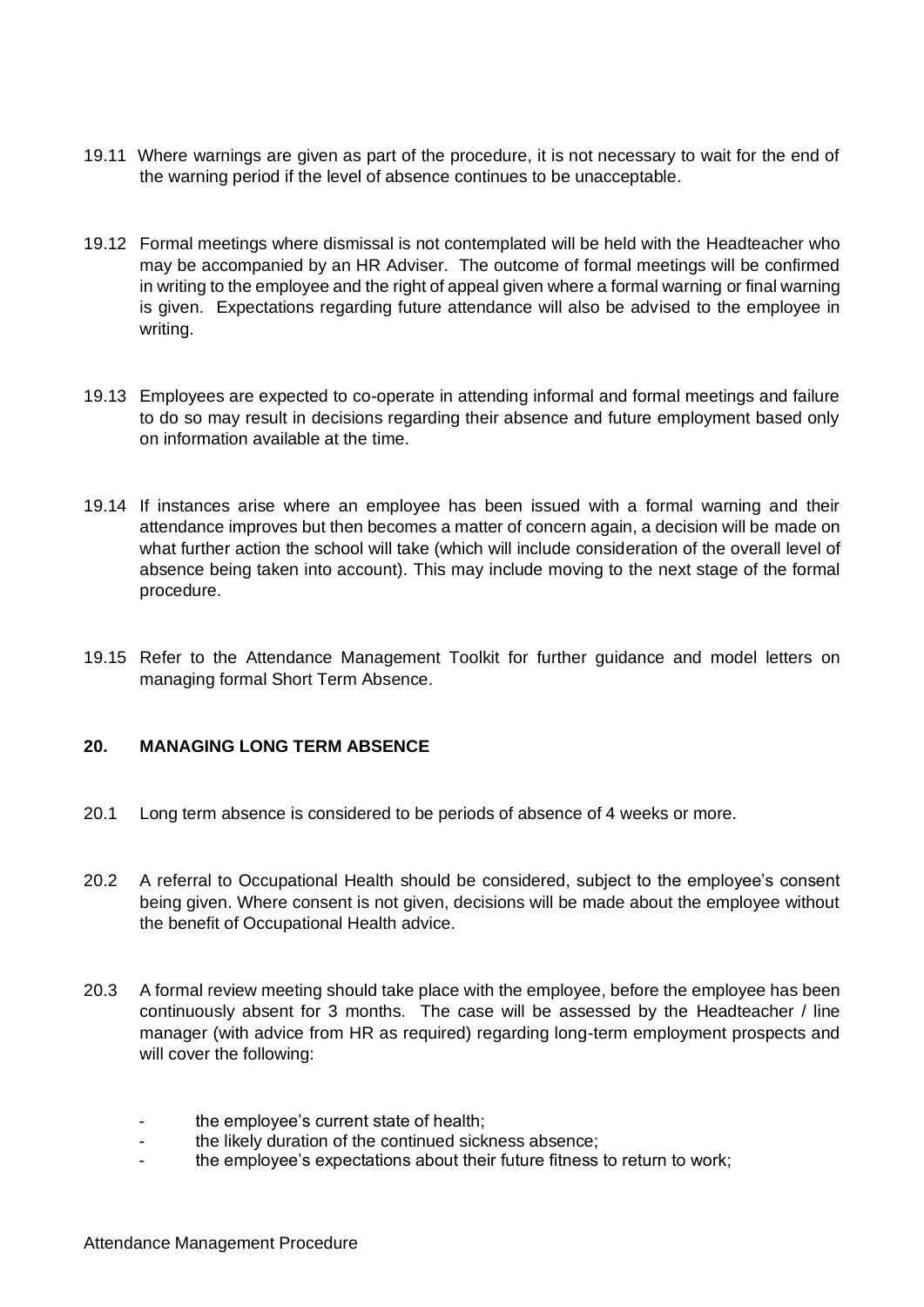19.11 Where warnings are given as part of the procedure, it is not necessary to wait for the end of the warning period if the level of absence continues to be unacceptable.

19.12 Formal meetings where dismissal is not contemplated will be held with the Headteacher who may be accompanied by an HR Adviser. The outcome of formal meetings will be confirmed in writing to the employee and the right of appeal given where a formal warning or final warning is given. Expectations regarding future attendance will also be advised to the employee in writing.

19.13 Employees are expected to co-operate in attending informal and formal meetings and failure to do so may result in decisions regarding their absence and future employment based only on information available at the time.

19.14 If instances arise where an employee has been issued with a formal warning and their attendance improves but then becomes a matter of concern again, a decision will be made on what further action the school will take (which will include consideration of the overall level of absence being taken into account). This may include moving to the next stage of the formal procedure.

19.15 Refer to the Attendance Management Toolkit for further guidance and model letters on managing formal Short Term Absence.

## 20. MANAGING LONG TERM ABSENCE

20.1 Long term absence is considered to be periods of absence of 4 weeks or more.

20.2 A referral to Occupational Health should be considered, subject to the employee's consent being given. Where consent is not given, decisions will be made about the employee without the benefit of Occupational Health advice.

20.3 A formal review meeting should take place with the employee, before the employee has been continuously absent for 3 months. The case will be assessed by the Headteacher / line manager (with advice from HR as required) regarding long-term employment prospects and will cover the following:

- the employee's current state of health;
- the likely duration of the continued sickness absence;
- the employee's expectations about their future fitness to return to work;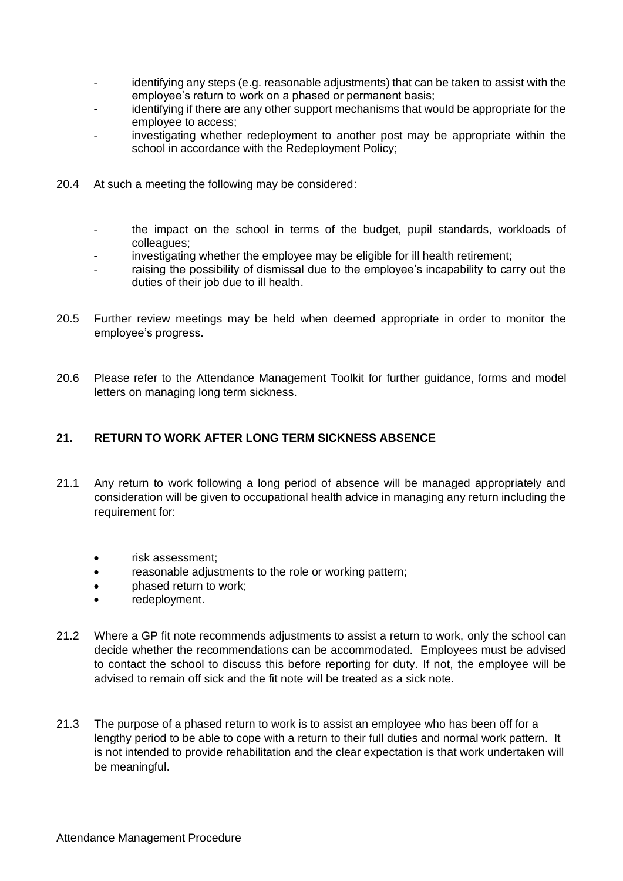- identifying any steps (e.g. reasonable adjustments) that can be taken to assist with the employee's return to work on a phased or permanent basis;
- identifying if there are any other support mechanisms that would be appropriate for the employee to access;
- investigating whether redeployment to another post may be appropriate within the school in accordance with the Redeployment Policy;

20.4 At such a meeting the following may be considered:

- the impact on the school in terms of the budget, pupil standards, workloads of colleagues;
- investigating whether the employee may be eligible for ill health retirement;
- raising the possibility of dismissal due to the employee's incapability to carry out the duties of their job due to ill health.

20.5 Further review meetings may be held when deemed appropriate in order to monitor the employee's progress.

20.6 Please refer to the Attendance Management Toolkit for further guidance, forms and model letters on managing long term sickness.

## 21. RETURN TO WORK AFTER LONG TERM SICKNESS ABSENCE

21.1 Any return to work following a long period of absence will be managed appropriately and consideration will be given to occupational health advice in managing any return including the requirement for:

- risk assessment;
- reasonable adjustments to the role or working pattern;
- phased return to work;
- redeployment.

21.2 Where a GP fit note recommends adjustments to assist a return to work, only the school can decide whether the recommendations can be accommodated. Employees must be advised to contact the school to discuss this before reporting for duty. If not, the employee will be advised to remain off sick and the fit note will be treated as a sick note.

21.3 The purpose of a phased return to work is to assist an employee who has been off for a lengthy period to be able to cope with a return to their full duties and normal work pattern. It is not intended to provide rehabilitation and the clear expectation is that work undertaken will be meaningful.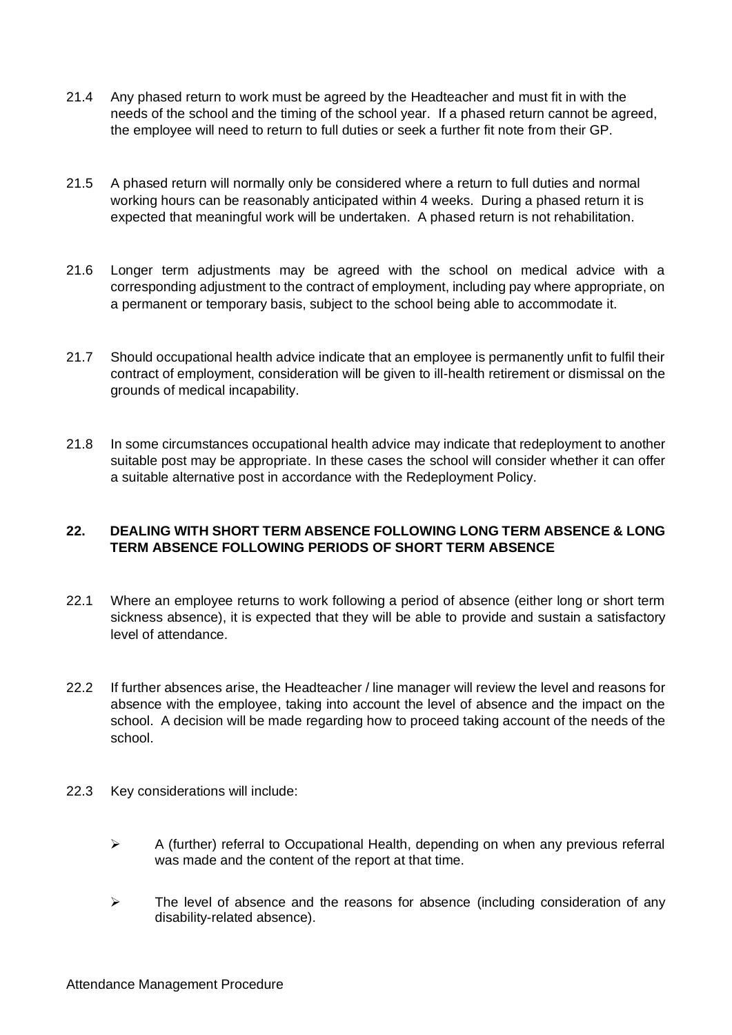21.4 Any phased return to work must be agreed by the Headteacher and must fit in with the needs of the school and the timing of the school year. If a phased return cannot be agreed, the employee will need to return to full duties or seek a further fit note from their GP.

21.5 A phased return will normally only be considered where a return to full duties and normal working hours can be reasonably anticipated within 4 weeks. During a phased return it is expected that meaningful work will be undertaken. A phased return is not rehabilitation.

21.6 Longer term adjustments may be agreed with the school on medical advice with a corresponding adjustment to the contract of employment, including pay where appropriate, on a permanent or temporary basis, subject to the school being able to accommodate it.

21.7 Should occupational health advice indicate that an employee is permanently unfit to fulfil their contract of employment, consideration will be given to ill-health retirement or dismissal on the grounds of medical incapability.

21.8 In some circumstances occupational health advice may indicate that redeployment to another suitable post may be appropriate. In these cases the school will consider whether it can offer a suitable alternative post in accordance with the Redeployment Policy.

## 22. DEALING WITH SHORT TERM ABSENCE FOLLOWING LONG TERM ABSENCE & LONG TERM ABSENCE FOLLOWING PERIODS OF SHORT TERM ABSENCE

22.1 Where an employee returns to work following a period of absence (either long or short term sickness absence), it is expected that they will be able to provide and sustain a satisfactory level of attendance.

22.2 If further absences arise, the Headteacher / line manager will review the level and reasons for absence with the employee, taking into account the level of absence and the impact on the school. A decision will be made regarding how to proceed taking account of the needs of the school.

22.3 Key considerations will include:

- A (further) referral to Occupational Health, depending on when any previous referral was made and the content of the report at that time.
- The level of absence and the reasons for absence (including consideration of any disability-related absence).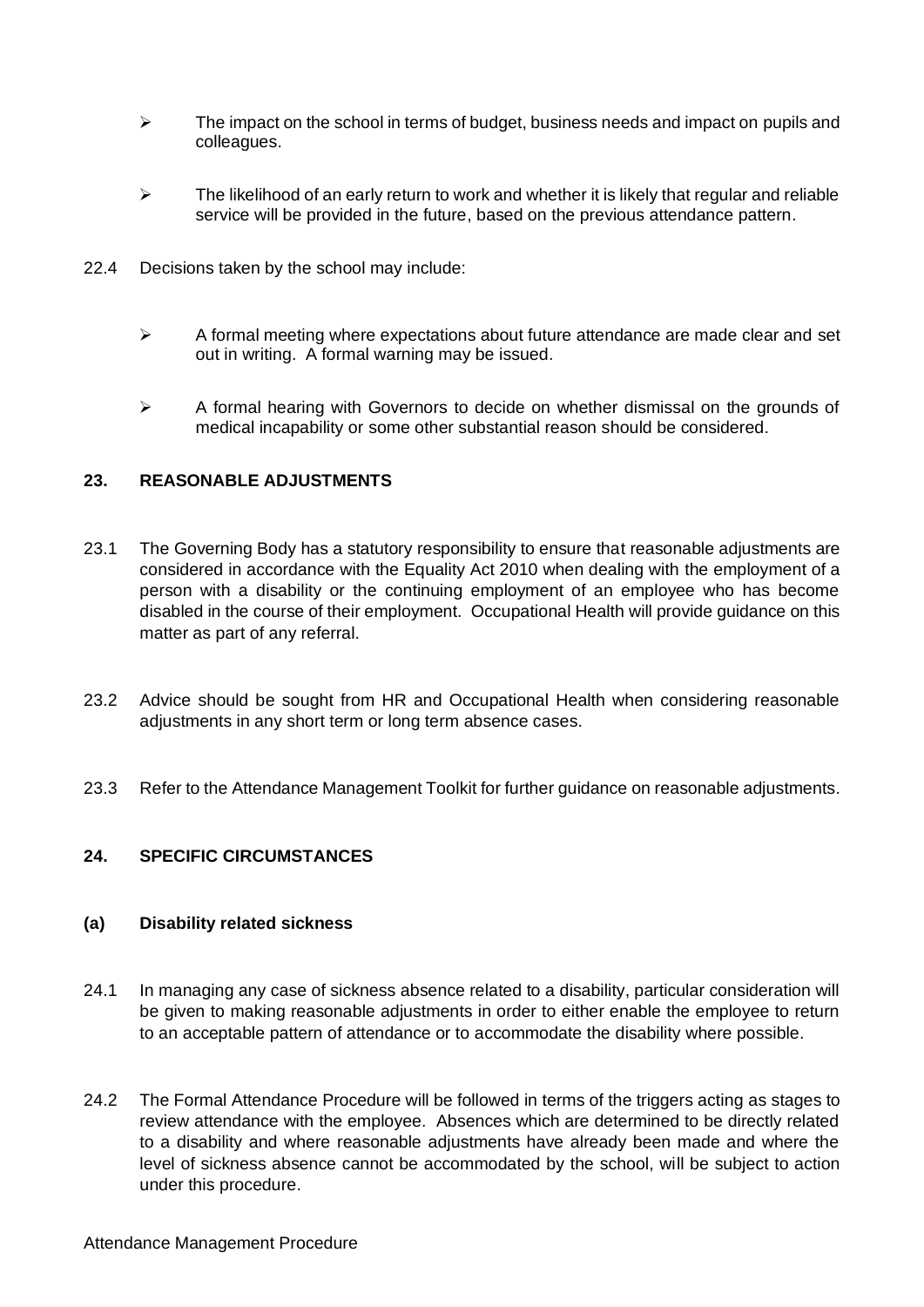- The impact on the school in terms of budget, business needs and impact on pupils and colleagues.

- The likelihood of an early return to work and whether it is likely that regular and reliable service will be provided in the future, based on the previous attendance pattern.

22.4 Decisions taken by the school may include:

- A formal meeting where expectations about future attendance are made clear and set out in writing. A formal warning may be issued.

- A formal hearing with Governors to decide on whether dismissal on the grounds of medical incapability or some other substantial reason should be considered.

## 23. REASONABLE ADJUSTMENTS

23.1 The Governing Body has a statutory responsibility to ensure that reasonable adjustments are considered in accordance with the Equality Act 2010 when dealing with the employment of a person with a disability or the continuing employment of an employee who has become disabled in the course of their employment. Occupational Health will provide guidance on this matter as part of any referral.

23.2 Advice should be sought from HR and Occupational Health when considering reasonable adjustments in any short term or long term absence cases.

23.3 Refer to the Attendance Management Toolkit for further guidance on reasonable adjustments.

## 24. SPECIFIC CIRCUMSTANCES

### (a) Disability related sickness

24.1 In managing any case of sickness absence related to a disability, particular consideration will be given to making reasonable adjustments in order to either enable the employee to return to an acceptable pattern of attendance or to accommodate the disability where possible.

24.2 The Formal Attendance Procedure will be followed in terms of the triggers acting as stages to review attendance with the employee. Absences which are determined to be directly related to a disability and where reasonable adjustments have already been made and where the level of sickness absence cannot be accommodated by the school, will be subject to action under this procedure.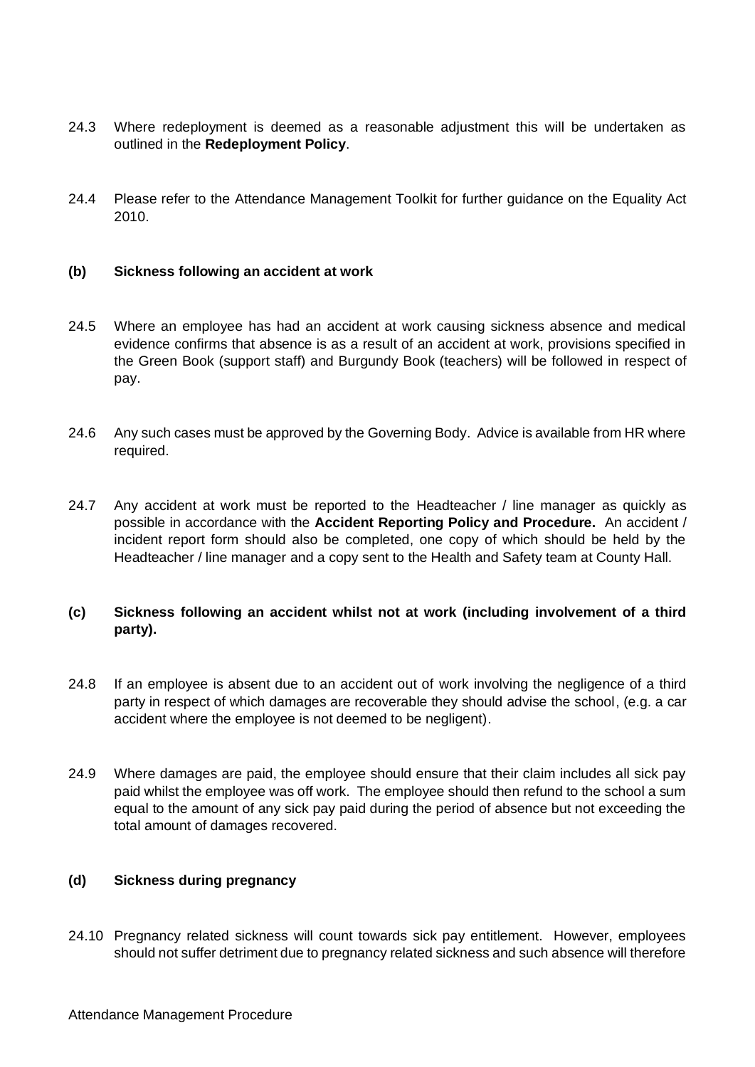24.3 Where redeployment is deemed as a reasonable adjustment this will be undertaken as outlined in the **Redeployment Policy**.

24.4 Please refer to the Attendance Management Toolkit for further guidance on the Equality Act 2010.

**(b) Sickness following an accident at work**

24.5 Where an employee has had an accident at work causing sickness absence and medical evidence confirms that absence is as a result of an accident at work, provisions specified in the Green Book (support staff) and Burgundy Book (teachers) will be followed in respect of pay.

24.6 Any such cases must be approved by the Governing Body. Advice is available from HR where required.

24.7 Any accident at work must be reported to the Headteacher / line manager as quickly as possible in accordance with the **Accident Reporting Policy and Procedure.** An accident / incident report form should also be completed, one copy of which should be held by the Headteacher / line manager and a copy sent to the Health and Safety team at County Hall.

**(c) Sickness following an accident whilst not at work (including involvement of a third party).**

24.8 If an employee is absent due to an accident out of work involving the negligence of a third party in respect of which damages are recoverable they should advise the school, (e.g. a car accident where the employee is not deemed to be negligent).

24.9 Where damages are paid, the employee should ensure that their claim includes all sick pay paid whilst the employee was off work. The employee should then refund to the school a sum equal to the amount of any sick pay paid during the period of absence but not exceeding the total amount of damages recovered.

**(d) Sickness during pregnancy**

24.10 Pregnancy related sickness will count towards sick pay entitlement. However, employees should not suffer detriment due to pregnancy related sickness and such absence will therefore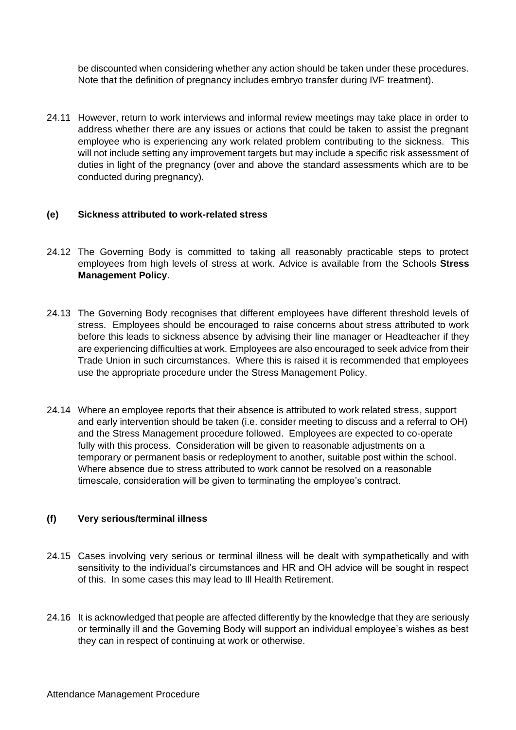be discounted when considering whether any action should be taken under these procedures. Note that the definition of pregnancy includes embryo transfer during IVF treatment).

24.11 However, return to work interviews and informal review meetings may take place in order to address whether there are any issues or actions that could be taken to assist the pregnant employee who is experiencing any work related problem contributing to the sickness. This will not include setting any improvement targets but may include a specific risk assessment of duties in light of the pregnancy (over and above the standard assessments which are to be conducted during pregnancy).

### (e) Sickness attributed to work-related stress

24.12 The Governing Body is committed to taking all reasonably practicable steps to protect employees from high levels of stress at work. Advice is available from the Schools **Stress Management Policy**.

24.13 The Governing Body recognises that different employees have different threshold levels of stress. Employees should be encouraged to raise concerns about stress attributed to work before this leads to sickness absence by advising their line manager or Headteacher if they are experiencing difficulties at work. Employees are also encouraged to seek advice from their Trade Union in such circumstances. Where this is raised it is recommended that employees use the appropriate procedure under the Stress Management Policy.

24.14 Where an employee reports that their absence is attributed to work related stress, support and early intervention should be taken (i.e. consider meeting to discuss and a referral to OH) and the Stress Management procedure followed. Employees are expected to co-operate fully with this process. Consideration will be given to reasonable adjustments on a temporary or permanent basis or redeployment to another, suitable post within the school. Where absence due to stress attributed to work cannot be resolved on a reasonable timescale, consideration will be given to terminating the employee's contract.

### (f) Very serious/terminal illness

24.15 Cases involving very serious or terminal illness will be dealt with sympathetically and with sensitivity to the individual's circumstances and HR and OH advice will be sought in respect of this. In some cases this may lead to Ill Health Retirement.

24.16 It is acknowledged that people are affected differently by the knowledge that they are seriously or terminally ill and the Governing Body will support an individual employee's wishes as best they can in respect of continuing at work or otherwise.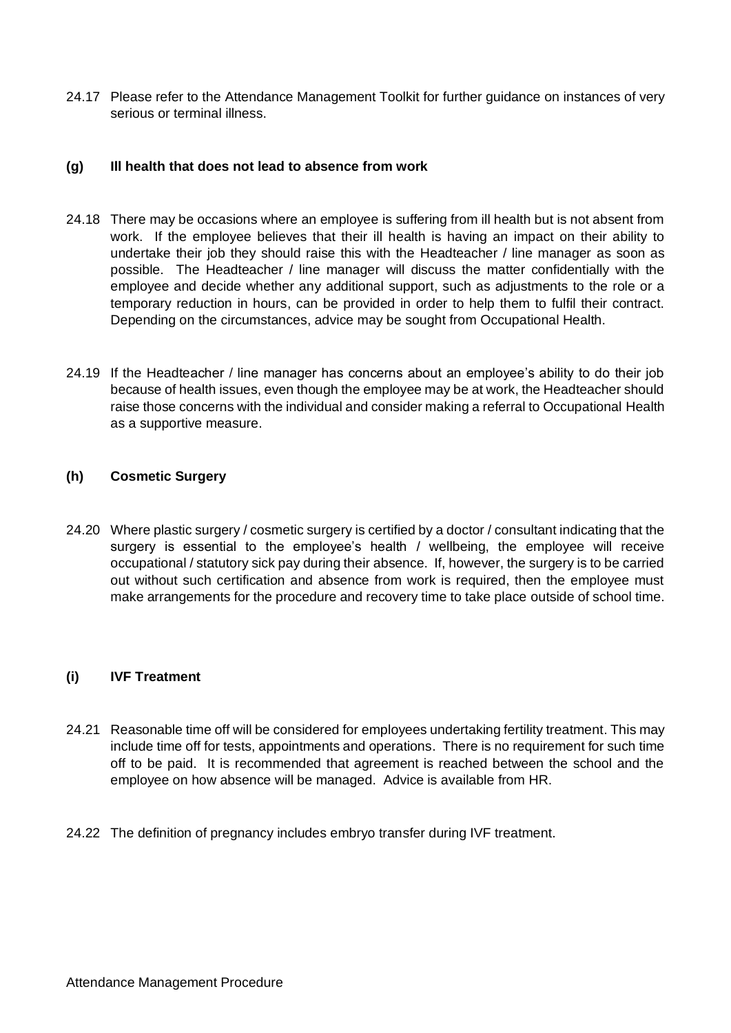24.17 Please refer to the Attendance Management Toolkit for further guidance on instances of very serious or terminal illness.

### (g) Ill health that does not lead to absence from work

24.18 There may be occasions where an employee is suffering from ill health but is not absent from work. If the employee believes that their ill health is having an impact on their ability to undertake their job they should raise this with the Headteacher / line manager as soon as possible. The Headteacher / line manager will discuss the matter confidentially with the employee and decide whether any additional support, such as adjustments to the role or a temporary reduction in hours, can be provided in order to help them to fulfil their contract. Depending on the circumstances, advice may be sought from Occupational Health.

24.19 If the Headteacher / line manager has concerns about an employee's ability to do their job because of health issues, even though the employee may be at work, the Headteacher should raise those concerns with the individual and consider making a referral to Occupational Health as a supportive measure.

### (h) Cosmetic Surgery

24.20 Where plastic surgery / cosmetic surgery is certified by a doctor / consultant indicating that the surgery is essential to the employee's health / wellbeing, the employee will receive occupational / statutory sick pay during their absence. If, however, the surgery is to be carried out without such certification and absence from work is required, then the employee must make arrangements for the procedure and recovery time to take place outside of school time.

### (i) IVF Treatment

24.21 Reasonable time off will be considered for employees undertaking fertility treatment. This may include time off for tests, appointments and operations. There is no requirement for such time off to be paid. It is recommended that agreement is reached between the school and the employee on how absence will be managed. Advice is available from HR.

24.22 The definition of pregnancy includes embryo transfer during IVF treatment.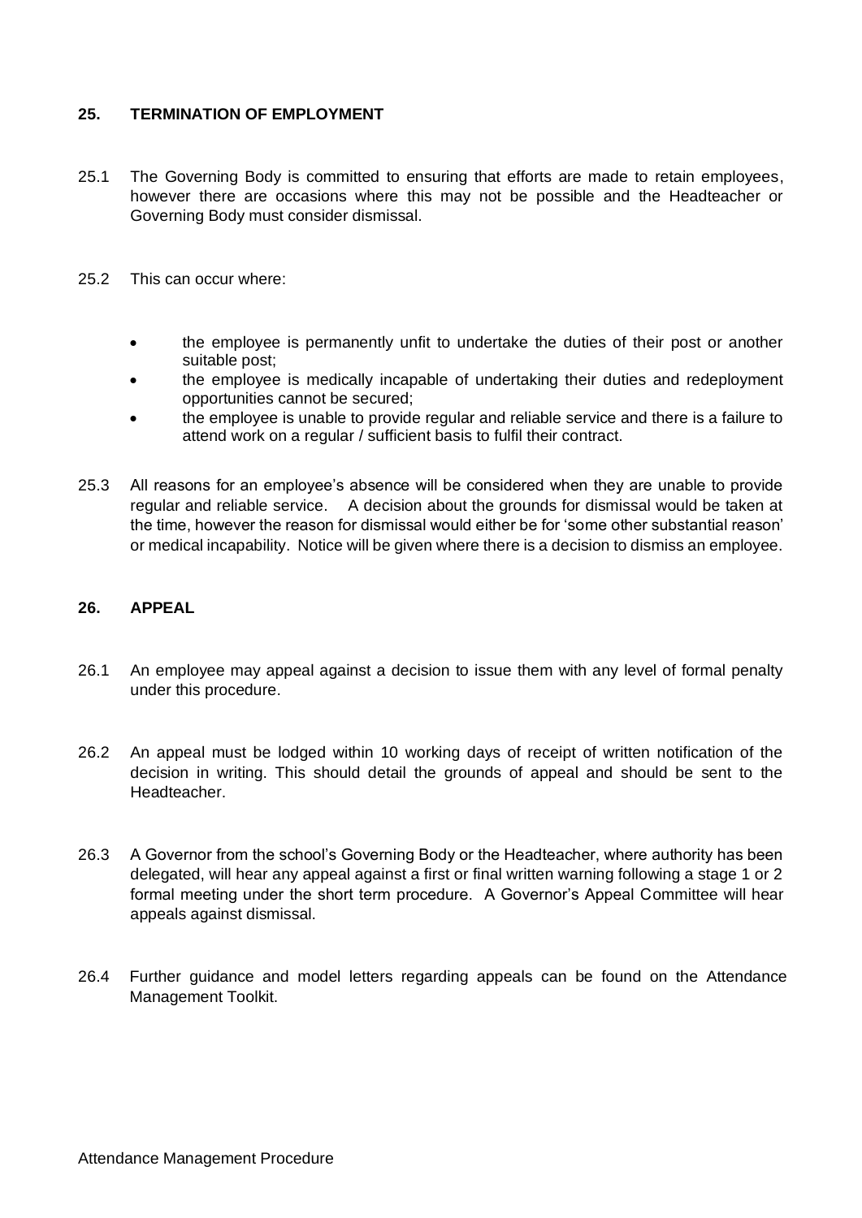## 25. TERMINATION OF EMPLOYMENT

25.1 The Governing Body is committed to ensuring that efforts are made to retain employees, however there are occasions where this may not be possible and the Headteacher or Governing Body must consider dismissal.

25.2 This can occur where:

- the employee is permanently unfit to undertake the duties of their post or another suitable post;
- the employee is medically incapable of undertaking their duties and redeployment opportunities cannot be secured;
- the employee is unable to provide regular and reliable service and there is a failure to attend work on a regular / sufficient basis to fulfil their contract.

25.3 All reasons for an employee's absence will be considered when they are unable to provide regular and reliable service. A decision about the grounds for dismissal would be taken at the time, however the reason for dismissal would either be for 'some other substantial reason' or medical incapability. Notice will be given where there is a decision to dismiss an employee.

## 26. APPEAL

26.1 An employee may appeal against a decision to issue them with any level of formal penalty under this procedure.

26.2 An appeal must be lodged within 10 working days of receipt of written notification of the decision in writing. This should detail the grounds of appeal and should be sent to the Headteacher.

26.3 A Governor from the school's Governing Body or the Headteacher, where authority has been delegated, will hear any appeal against a first or final written warning following a stage 1 or 2 formal meeting under the short term procedure. A Governor's Appeal Committee will hear appeals against dismissal.

26.4 Further guidance and model letters regarding appeals can be found on the Attendance Management Toolkit.